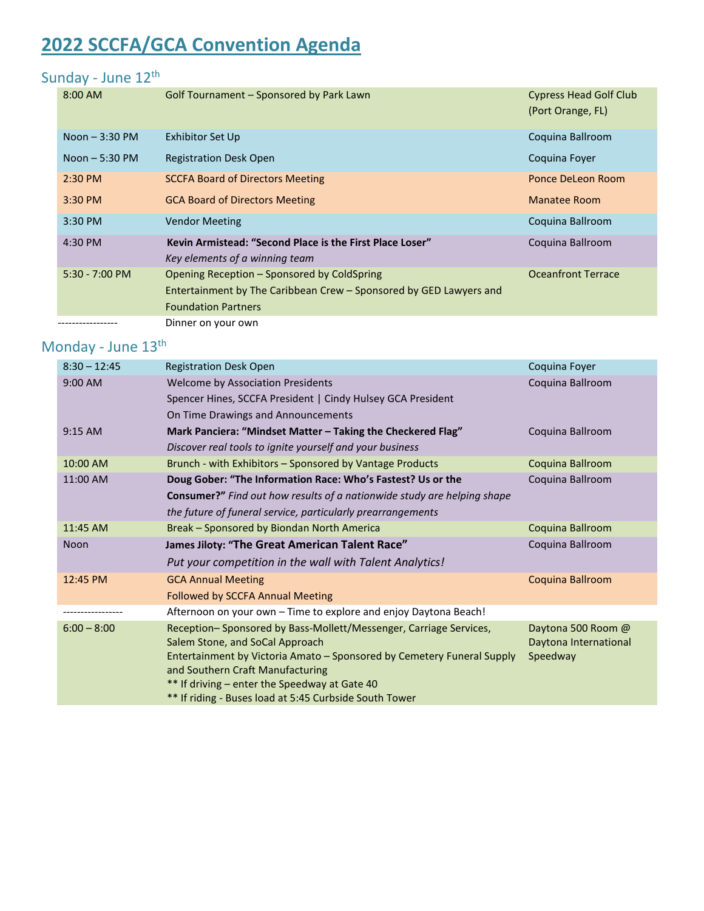# 2022 SCCFA/GCA Convention Agenda

## Sunday - June 12th

| | | |
|---|---|---|
| 8:00 AM | Golf Tournament – Sponsored by Park Lawn | Cypress Head Golf Club (Port Orange, FL) |
| Noon – 3:30 PM | Exhibitor Set Up | Coquina Ballroom |
| Noon – 5:30 PM | Registration Desk Open | Coquina Foyer |
| 2:30 PM | SCCFA Board of Directors Meeting | Ponce DeLeon Room |
| 3:30 PM | GCA Board of Directors Meeting | Manatee Room |
| 3:30 PM | Vendor Meeting | Coquina Ballroom |
| 4:30 PM | **Kevin Armistead: "Second Place is the First Place Loser"** *Key elements of a winning team* | Coquina Ballroom |
| 5:30 - 7:00 PM | Opening Reception – Sponsored by ColdSpring Entertainment by The Caribbean Crew – Sponsored by GED Lawyers and Foundation Partners | Oceanfront Terrace |
| ----------------- | Dinner on your own | |

## Monday - June 13th

| | | |
|---|---|---|
| 8:30 – 12:45 | Registration Desk Open | Coquina Foyer |
| 9:00 AM | Welcome by Association Presidents Spencer Hines, SCCFA President \| Cindy Hulsey GCA President On Time Drawings and Announcements | Coquina Ballroom |
| 9:15 AM | **Mark Panciera: "Mindset Matter – Taking the Checkered Flag"** *Discover real tools to ignite yourself and your business* | Coquina Ballroom |
| 10:00 AM | Brunch - with Exhibitors – Sponsored by Vantage Products | Coquina Ballroom |
| 11:00 AM | **Doug Gober: "The Information Race: Who's Fastest? Us or the Consumer?"** *Find out how results of a nationwide study are helping shape the future of funeral service, particularly prearrangements* | Coquina Ballroom |
| 11:45 AM | Break – Sponsored by Biondan North America | Coquina Ballroom |
| Noon | **James Jiloty: "The Great American Talent Race"** *Put your competition in the wall with Talent Analytics!* | Coquina Ballroom |
| 12:45 PM | GCA Annual Meeting Followed by SCCFA Annual Meeting | Coquina Ballroom |
| ----------------- | Afternoon on your own – Time to explore and enjoy Daytona Beach! | |
| 6:00 – 8:00 | Reception– Sponsored by Bass-Mollett/Messenger, Carriage Services, Salem Stone, and SoCal Approach Entertainment by Victoria Amato – Sponsored by Cemetery Funeral Supply and Southern Craft Manufacturing ** If driving – enter the Speedway at Gate 40 ** If riding - Buses load at 5:45 Curbside South Tower | Daytona 500 Room @ Daytona International Speedway |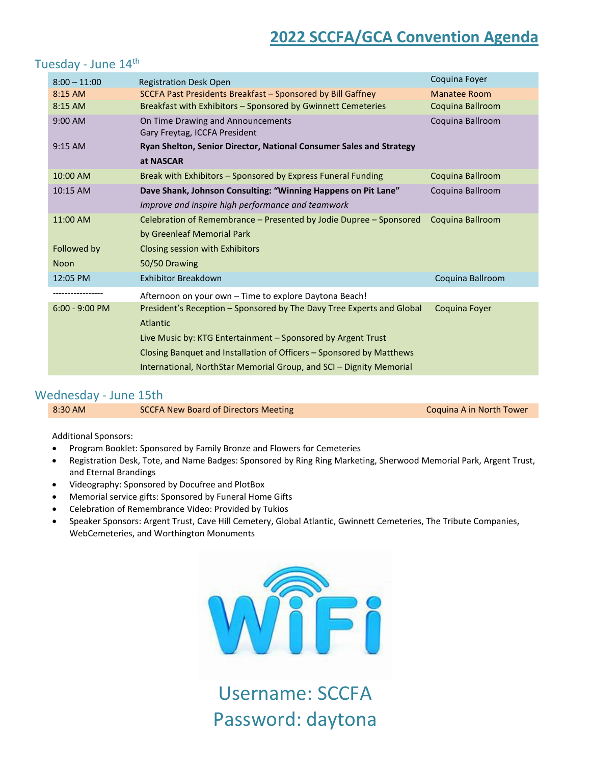# 2022 SCCFA/GCA Convention Agenda

## Tuesday - June 14th

| | | |
|---|---|---|
| 8:00 – 11:00 | Registration Desk Open | Coquina Foyer |
| 8:15 AM | SCCFA Past Presidents Breakfast – Sponsored by Bill Gaffney | Manatee Room |
| 8:15 AM | Breakfast with Exhibitors – Sponsored by Gwinnett Cemeteries | Coquina Ballroom |
| 9:00 AM | On Time Drawing and Announcements<br>Gary Freytag, ICCFA President | Coquina Ballroom |
| 9:15 AM | **Ryan Shelton, Senior Director, National Consumer Sales and Strategy at NASCAR** | |
| 10:00 AM | Break with Exhibitors – Sponsored by Express Funeral Funding | Coquina Ballroom |
| 10:15 AM | **Dave Shank, Johnson Consulting: "Winning Happens on Pit Lane"**<br>*Improve and inspire high performance and teamwork* | Coquina Ballroom |
| 11:00 AM | Celebration of Remembrance – Presented by Jodie Dupree – Sponsored by Greenleaf Memorial Park | Coquina Ballroom |
| Followed by | Closing session with Exhibitors | |
| Noon | 50/50 Drawing | |
| 12:05 PM | Exhibitor Breakdown | Coquina Ballroom |
| ----------------- | Afternoon on your own – Time to explore Daytona Beach! | |
| 6:00 - 9:00 PM | President's Reception – Sponsored by The Davy Tree Experts and Global Atlantic<br>Live Music by: KTG Entertainment – Sponsored by Argent Trust<br>Closing Banquet and Installation of Officers – Sponsored by Matthews International, NorthStar Memorial Group, and SCI – Dignity Memorial | Coquina Foyer |

## Wednesday - June 15th

| | | |
|---|---|---|
| 8:30 AM | SCCFA New Board of Directors Meeting | Coquina A in North Tower |

Additional Sponsors:

- Program Booklet: Sponsored by Family Bronze and Flowers for Cemeteries
- Registration Desk, Tote, and Name Badges: Sponsored by Ring Ring Marketing, Sherwood Memorial Park, Argent Trust, and Eternal Brandings
- Videography: Sponsored by Docufree and PlotBox
- Memorial service gifts: Sponsored by Funeral Home Gifts
- Celebration of Remembrance Video: Provided by Tukios
- Speaker Sponsors: Argent Trust, Cave Hill Cemetery, Global Atlantic, Gwinnett Cemeteries, The Tribute Companies, WebCemeteries, and Worthington Monuments

WiFi

Username: SCCFA

Password: daytona